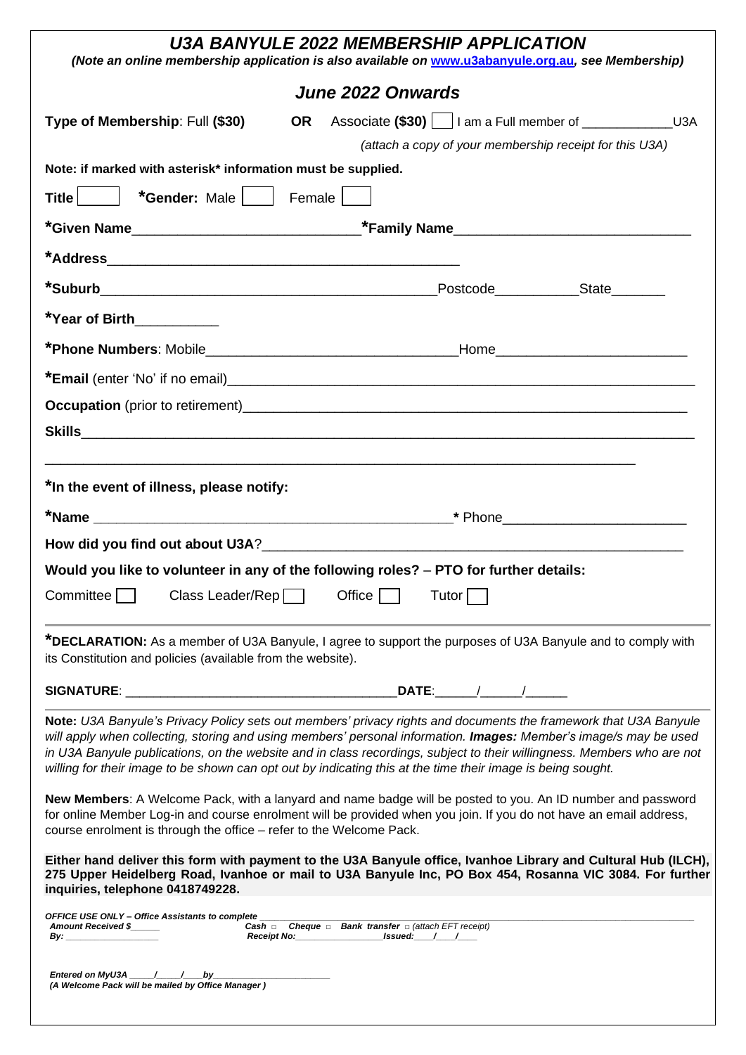# *U3A BANYULE 2022 MEMBERSHIP APPLICATION*

***(Note an online membership application is also available on [www.u3abanyule.org.au](http://www.u3abanyule.org.au), see Membership)***

## *June 2022 Onwards*

**Type of Membership**: Full **($30)** **OR** Associate **($30)** ☐ I am a Full member of _____________U3A

*(attach a copy of your membership receipt for this U3A)*

**Note: if marked with asterisk* information must be supplied.**

**Title** ☐ ***Gender:** Male ☐ Female ☐

***Given Name**_____________________________ ***Family Name**______________________________

***Address**_______________________________________________

***Suburb**_____________________________________________ Postcode___________ State_______

***Year of Birth**___________

***Phone Numbers**: Mobile________________________________ Home_________________________

***Email** (enter 'No' if no email)______________________________________________________________

**Occupation** (prior to retirement)_____________________________________________________________

**Skills**______________________________________________________________________________

_____________________________________________________________________________

***In the event of illness, please notify:**

***Name** _______________________________________________ * Phone_______________________

**How did you find out about U3A**?_______________________________________________________

**Would you like to volunteer in any of the following roles?** – **PTO for further details:**

Committee ☐ Class Leader/Rep ☐ Office ☐ Tutor ☐

---

***DECLARATION:** As a member of U3A Banyule, I agree to support the purposes of U3A Banyule and to comply with its Constitution and policies (available from the website).

**SIGNATURE**: _____________________________________ **DATE**:______/______/______

---

**Note:** *U3A Banyule's Privacy Policy sets out members' privacy rights and documents the framework that U3A Banyule will apply when collecting, storing and using members' personal information.* ***Images:*** *Member's image/s may be used in U3A Banyule publications, on the website and in class recordings, subject to their willingness. Members who are not willing for their image to be shown can opt out by indicating this at the time their image is being sought.*

**New Members**: A Welcome Pack, with a lanyard and name badge will be posted to you. An ID number and password for online Member Log-in and course enrolment will be provided when you join. If you do not have an email address, course enrolment is through the office – refer to the Welcome Pack.

**Either hand deliver this form with payment to the U3A Banyule office, Ivanhoe Library and Cultural Hub (ILCH), 275 Upper Heidelberg Road, Ivanhoe or mail to U3A Banyule Inc, PO Box 454, Rosanna VIC 3084. For further inquiries, telephone 0418749228.**

***OFFICE USE ONLY – Office Assistants to complete***

***Amount Received $______*** ***Cash*** ☐ ***Cheque*** ☐ ***Bank transfer*** ☐ *(attach EFT receipt)*

***By: __________________*** ***Receipt No:_________________ Issued:____/____/____***

***Entered on MyU3A _____/_____/____ by______________________***

***(A Welcome Pack will be mailed by Office Manager )***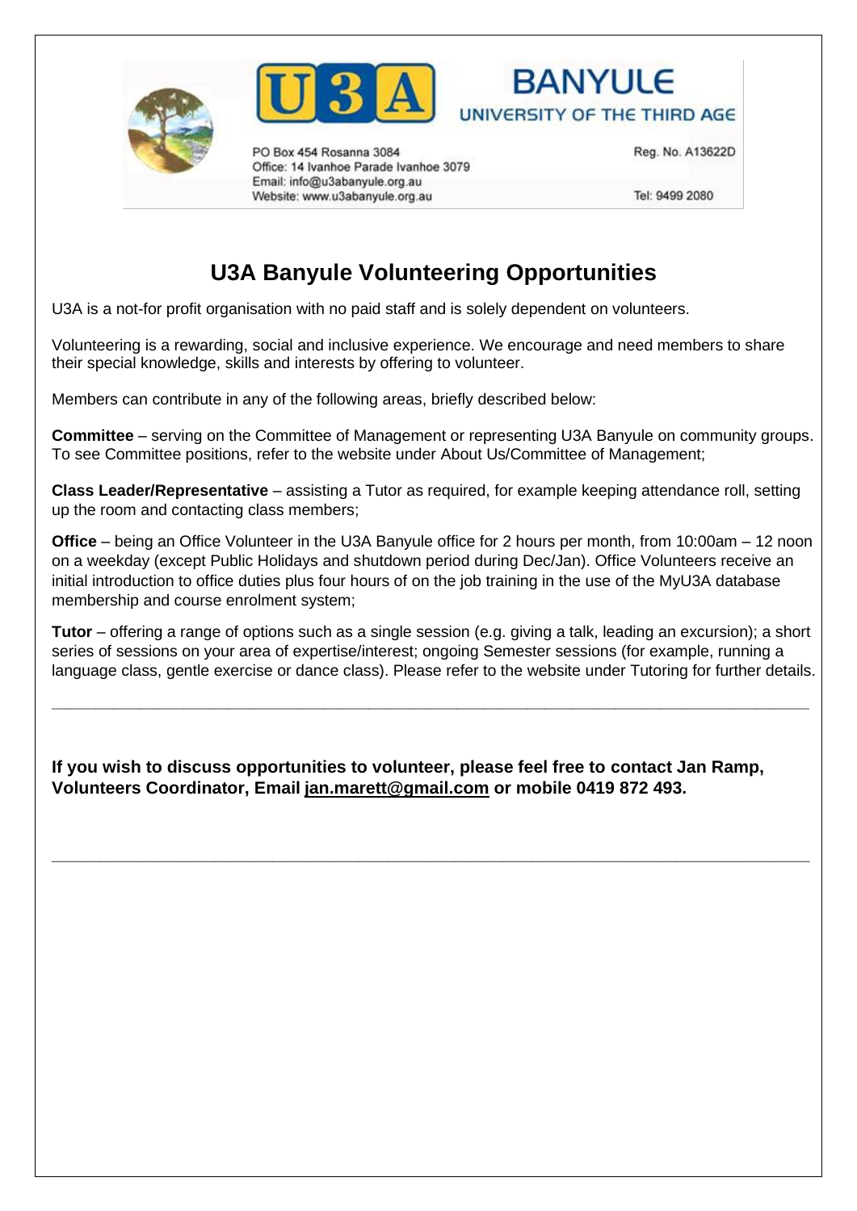BANYULE
UNIVERSITY OF THE THIRD AGE

PO Box 454 Rosanna 3084
Office: 14 Ivanhoe Parade Ivanhoe 3079
Email: info@u3abanyule.org.au
Website: www.u3abanyule.org.au

Reg. No. A13622D

Tel: 9499 2080

# U3A Banyule Volunteering Opportunities

U3A is a not-for profit organisation with no paid staff and is solely dependent on volunteers.

Volunteering is a rewarding, social and inclusive experience. We encourage and need members to share their special knowledge, skills and interests by offering to volunteer.

Members can contribute in any of the following areas, briefly described below:

**Committee** – serving on the Committee of Management or representing U3A Banyule on community groups. To see Committee positions, refer to the website under About Us/Committee of Management;

**Class Leader/Representative** – assisting a Tutor as required, for example keeping attendance roll, setting up the room and contacting class members;

**Office** – being an Office Volunteer in the U3A Banyule office for 2 hours per month, from 10:00am – 12 noon on a weekday (except Public Holidays and shutdown period during Dec/Jan). Office Volunteers receive an initial introduction to office duties plus four hours of on the job training in the use of the MyU3A database membership and course enrolment system;

**Tutor** – offering a range of options such as a single session (e.g. giving a talk, leading an excursion); a short series of sessions on your area of expertise/interest; ongoing Semester sessions (for example, running a language class, gentle exercise or dance class). Please refer to the website under Tutoring for further details.

---

**If you wish to discuss opportunities to volunteer, please feel free to contact Jan Ramp, Volunteers Coordinator, Email jan.marett@gmail.com or mobile 0419 872 493.**

---